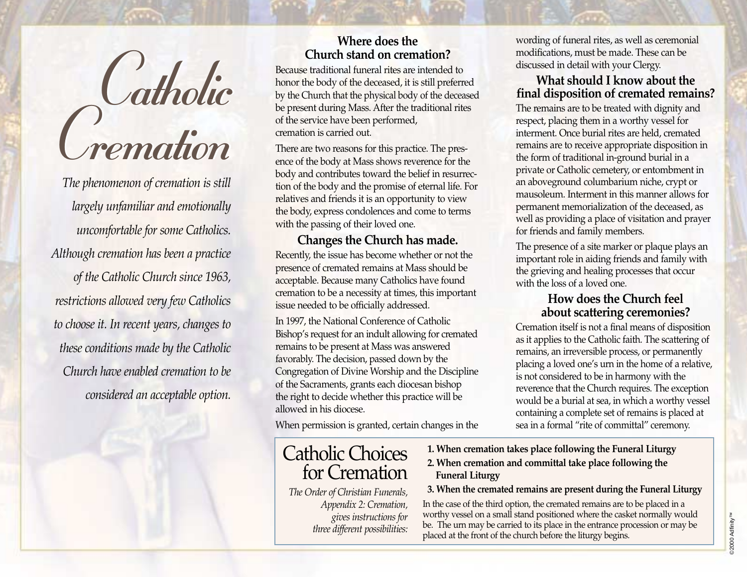# Catholic Cremation

*The phenomenon of cremation is still largely unfamiliar and emotionally uncomfortable for some Catholics. Although cremation has been a practice of the Catholic Church since 1963, restrictions allowed very few Catholics to choose it. In recent years, changes to these conditions made by the Catholic Church have enabled cremation to be considered an acceptable option.*

## Where does the Church stand on cremation?

Because traditional funeral rites are intended to honor the body of the deceased, it is still preferred by the Church that the physical body of the deceased be present during Mass. After the traditional rites of the service have been performed, cremation is carried out.

There are two reasons for this practice. The presence of the body at Mass shows reverence for the body and contributes toward the belief in resurrection of the body and the promise of eternal life. For relatives and friends it is an opportunity to view the body, express condolences and come to terms with the passing of their loved one.

## Changes the Church has made.

Recently, the issue has become whether or not the presence of cremated remains at Mass should be acceptable. Because many Catholics have found cremation to be a necessity at times, this important issue needed to be officially addressed.

In 1997, the National Conference of Catholic Bishop's request for an indult allowing for cremated remains to be present at Mass was answered favorably. The decision, passed down by the Congregation of Divine Worship and the Discipline of the Sacraments, grants each diocesan bishop the right to decide whether this practice will be allowed in his diocese.

When permission is granted, certain changes in the wording of funeral rites, as well as ceremonial modifications, must be made. These can be discussed in detail with your Clergy.

## What should I know about the final disposition of cremated remains?

The remains are to be treated with dignity and respect, placing them in a worthy vessel for interment. Once burial rites are held, cremated remains are to receive appropriate disposition in the form of traditional in-ground burial in a private or Catholic cemetery, or entombment in an aboveground columbarium niche, crypt or mausoleum. Interment in this manner allows for permanent memorialization of the deceased, as well as providing a place of visitation and prayer for friends and family members.

The presence of a site marker or plaque plays an important role in aiding friends and family with the grieving and healing processes that occur with the loss of a loved one.

## How does the Church feel about scattering ceremonies?

Cremation itself is not a final means of disposition as it applies to the Catholic faith. The scattering of remains, an irreversible process, or permanently placing a loved one's urn in the home of a relative, is not considered to be in harmony with the reverence that the Church requires. The exception would be a burial at sea, in which a worthy vessel containing a complete set of remains is placed at sea in a formal "rite of committal" ceremony.

## Catholic Choices for Cremation

*The Order of Christian Funerals, Appendix 2: Cremation, gives instructions for three different possibilities:*

1. **When cremation takes place following the Funeral Liturgy**
2. **When cremation and committal take place following the Funeral Liturgy**
3. **When the cremated remains are present during the Funeral Liturgy**

In the case of the third option, the cremated remains are to be placed in a worthy vessel on a small stand positioned where the casket normally would be. The urn may be carried to its place in the entrance procession or may be placed at the front of the church before the liturgy begins.

©2000 Adfinity™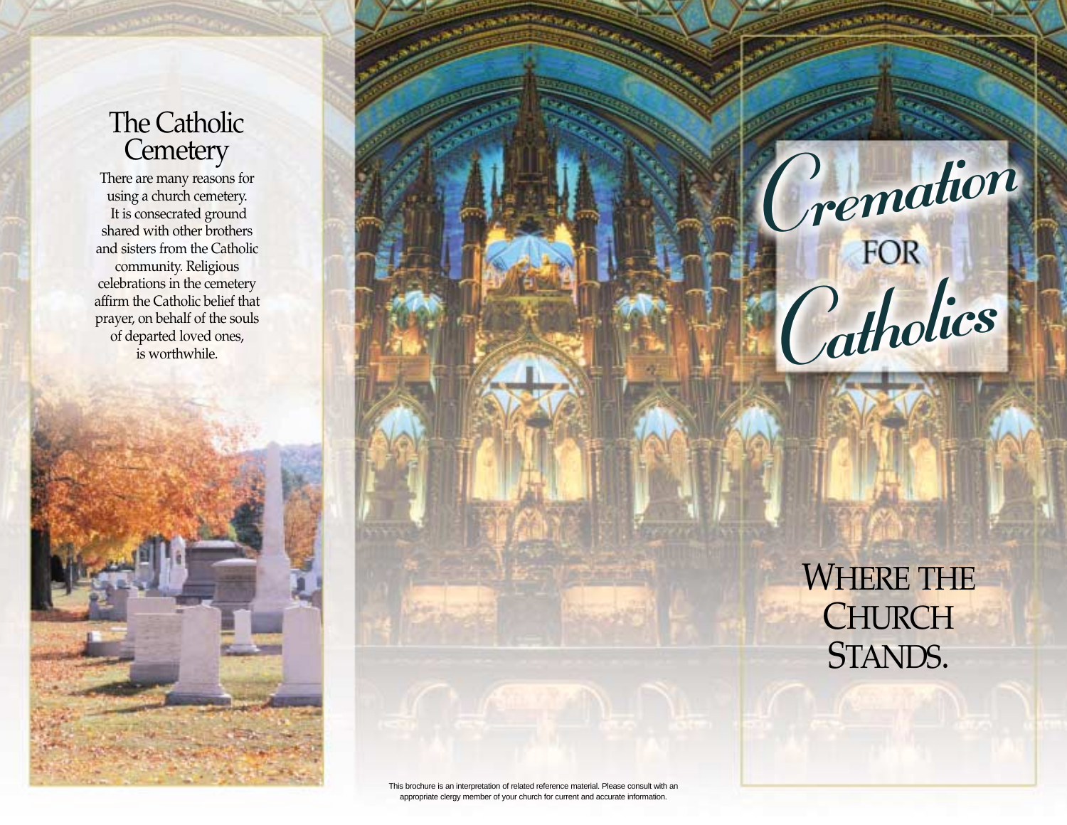## The Catholic Cemetery

There are many reasons for using a church cemetery. It is consecrated ground shared with other brothers and sisters from the Catholic community. Religious celebrations in the cemetery affirm the Catholic belief that prayer, on behalf of the souls of departed loved ones, is worthwhile.

This brochure is an interpretation of related reference material. Please consult with an appropriate clergy member of your church for current and accurate information.

# Cremation for Catholics

## Where the Church Stands.